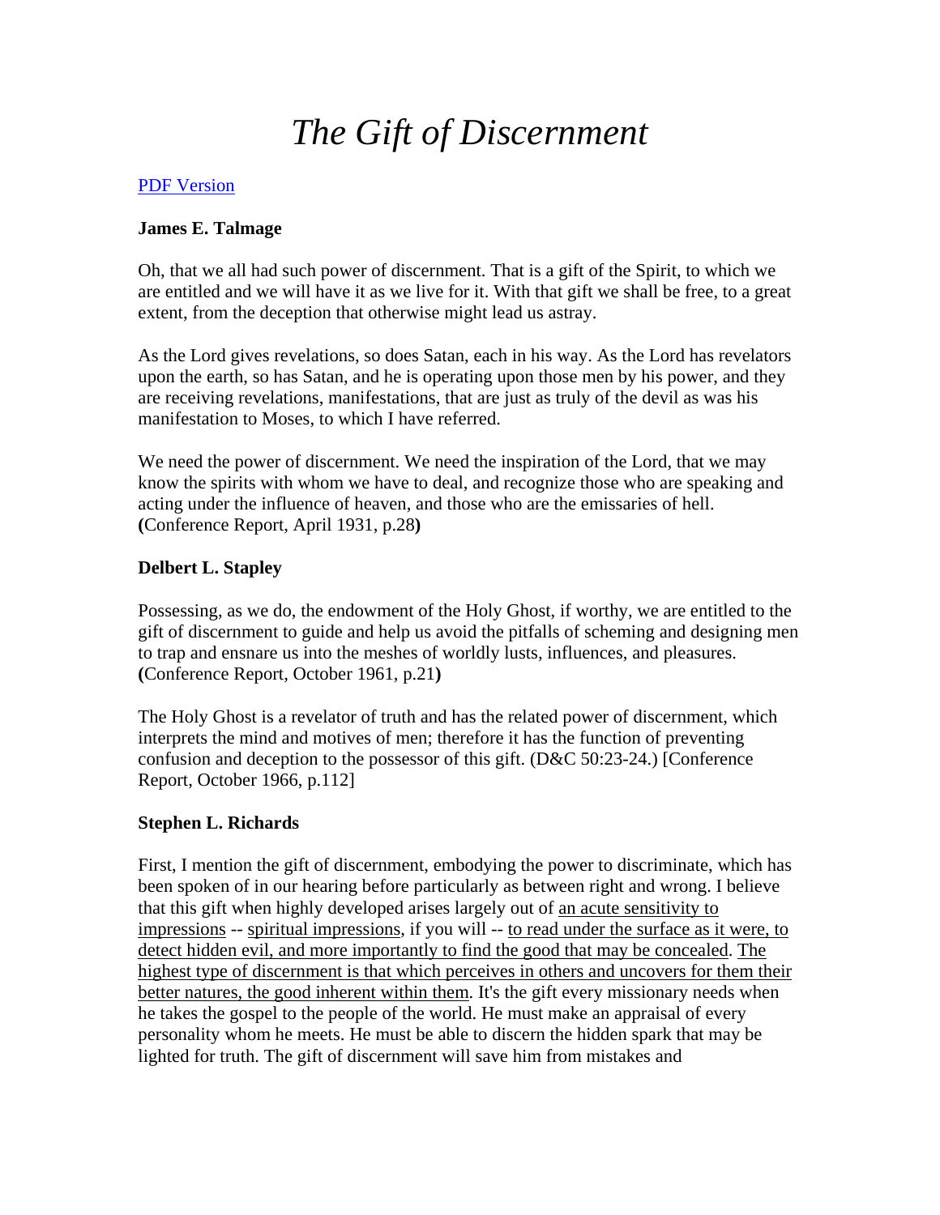# *The Gift of Discernment*

PDF Version

**James E. Talmage**

Oh, that we all had such power of discernment. That is a gift of the Spirit, to which we are entitled and we will have it as we live for it. With that gift we shall be free, to a great extent, from the deception that otherwise might lead us astray.

As the Lord gives revelations, so does Satan, each in his way. As the Lord has revelators upon the earth, so has Satan, and he is operating upon those men by his power, and they are receiving revelations, manifestations, that are just as truly of the devil as was his manifestation to Moses, to which I have referred.

We need the power of discernment. We need the inspiration of the Lord, that we may know the spirits with whom we have to deal, and recognize those who are speaking and acting under the influence of heaven, and those who are the emissaries of hell. **(**Conference Report, April 1931, p.28**)**

**Delbert L. Stapley**

Possessing, as we do, the endowment of the Holy Ghost, if worthy, we are entitled to the gift of discernment to guide and help us avoid the pitfalls of scheming and designing men to trap and ensnare us into the meshes of worldly lusts, influences, and pleasures. **(**Conference Report, October 1961, p.21**)**

The Holy Ghost is a revelator of truth and has the related power of discernment, which interprets the mind and motives of men; therefore it has the function of preventing confusion and deception to the possessor of this gift. (D&C 50:23-24.) [Conference Report, October 1966, p.112]

**Stephen L. Richards**

First, I mention the gift of discernment, embodying the power to discriminate, which has been spoken of in our hearing before particularly as between right and wrong. I believe that this gift when highly developed arises largely out of <u>an acute sensitivity to impressions</u> -- <u>spiritual impressions</u>, if you will -- <u>to read under the surface as it were, to detect hidden evil, and more importantly to find the good that may be concealed</u>. <u>The highest type of discernment is that which perceives in others and uncovers for them their better natures, the good inherent within them</u>. It's the gift every missionary needs when he takes the gospel to the people of the world. He must make an appraisal of every personality whom he meets. He must be able to discern the hidden spark that may be lighted for truth. The gift of discernment will save him from mistakes and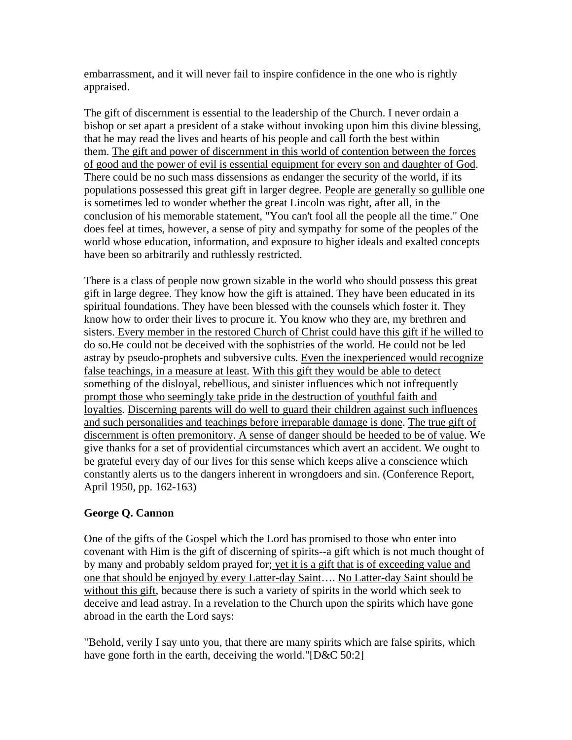embarrassment, and it will never fail to inspire confidence in the one who is rightly appraised.

The gift of discernment is essential to the leadership of the Church. I never ordain a bishop or set apart a president of a stake without invoking upon him this divine blessing, that he may read the lives and hearts of his people and call forth the best within them. <u>The gift and power of discernment in this world of contention between the forces of good and the power of evil is essential equipment for every son and daughter of God</u>. There could be no such mass dissensions as endanger the security of the world, if its populations possessed this great gift in larger degree. <u>People are generally so gullible</u> one is sometimes led to wonder whether the great Lincoln was right, after all, in the conclusion of his memorable statement, "You can't fool all the people all the time." One does feel at times, however, a sense of pity and sympathy for some of the peoples of the world whose education, information, and exposure to higher ideals and exalted concepts have been so arbitrarily and ruthlessly restricted.

There is a class of people now grown sizable in the world who should possess this great gift in large degree. They know how the gift is attained. They have been educated in its spiritual foundations. They have been blessed with the counsels which foster it. They know how to order their lives to procure it. You know who they are, my brethren and sisters. <u>Every member in the restored Church of Christ could have this gift if he willed to do so.He could not be deceived with the sophistries of the world</u>. He could not be led astray by pseudo-prophets and subversive cults. <u>Even the inexperienced would recognize false teachings, in a measure at least</u>. <u>With this gift they would be able to detect something of the disloyal, rebellious, and sinister influences which not infrequently prompt those who seemingly take pride in the destruction of youthful faith and loyalties</u>. <u>Discerning parents will do well to guard their children against such influences and such personalities and teachings before irreparable damage is done</u>. <u>The true gift of discernment is often premonitory</u>. <u>A sense of danger should be heeded to be of value</u>. We give thanks for a set of providential circumstances which avert an accident. We ought to be grateful every day of our lives for this sense which keeps alive a conscience which constantly alerts us to the dangers inherent in wrongdoers and sin. (Conference Report, April 1950, pp. 162-163)

**George Q. Cannon**

One of the gifts of the Gospel which the Lord has promised to those who enter into covenant with Him is the gift of discerning of spirits--a gift which is not much thought of by many and probably seldom prayed for; <u>yet it is a gift that is of exceeding value and one that should be enjoyed by every Latter-day Saint</u>…. <u>No Latter-day Saint should be without this gift</u>, because there is such a variety of spirits in the world which seek to deceive and lead astray. In a revelation to the Church upon the spirits which have gone abroad in the earth the Lord says:

"Behold, verily I say unto you, that there are many spirits which are false spirits, which have gone forth in the earth, deceiving the world."[D&C 50:2]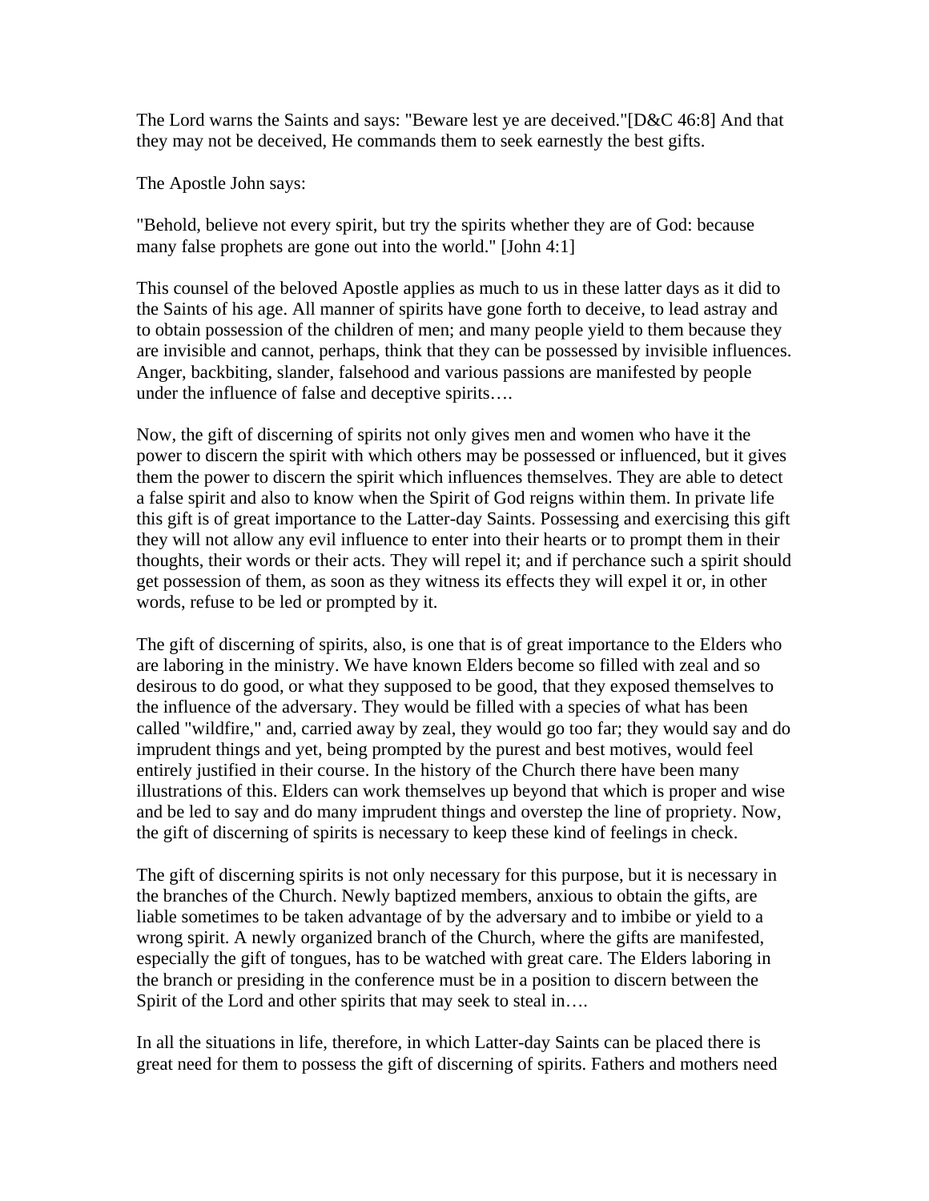The Lord warns the Saints and says: "Beware lest ye are deceived."[D&C 46:8] And that they may not be deceived, He commands them to seek earnestly the best gifts.

The Apostle John says:

"Behold, believe not every spirit, but try the spirits whether they are of God: because many false prophets are gone out into the world." [John 4:1]

This counsel of the beloved Apostle applies as much to us in these latter days as it did to the Saints of his age. All manner of spirits have gone forth to deceive, to lead astray and to obtain possession of the children of men; and many people yield to them because they are invisible and cannot, perhaps, think that they can be possessed by invisible influences. Anger, backbiting, slander, falsehood and various passions are manifested by people under the influence of false and deceptive spirits….

Now, the gift of discerning of spirits not only gives men and women who have it the power to discern the spirit with which others may be possessed or influenced, but it gives them the power to discern the spirit which influences themselves. They are able to detect a false spirit and also to know when the Spirit of God reigns within them. In private life this gift is of great importance to the Latter-day Saints. Possessing and exercising this gift they will not allow any evil influence to enter into their hearts or to prompt them in their thoughts, their words or their acts. They will repel it; and if perchance such a spirit should get possession of them, as soon as they witness its effects they will expel it or, in other words, refuse to be led or prompted by it.

The gift of discerning of spirits, also, is one that is of great importance to the Elders who are laboring in the ministry. We have known Elders become so filled with zeal and so desirous to do good, or what they supposed to be good, that they exposed themselves to the influence of the adversary. They would be filled with a species of what has been called "wildfire," and, carried away by zeal, they would go too far; they would say and do imprudent things and yet, being prompted by the purest and best motives, would feel entirely justified in their course. In the history of the Church there have been many illustrations of this. Elders can work themselves up beyond that which is proper and wise and be led to say and do many imprudent things and overstep the line of propriety. Now, the gift of discerning of spirits is necessary to keep these kind of feelings in check.

The gift of discerning spirits is not only necessary for this purpose, but it is necessary in the branches of the Church. Newly baptized members, anxious to obtain the gifts, are liable sometimes to be taken advantage of by the adversary and to imbibe or yield to a wrong spirit. A newly organized branch of the Church, where the gifts are manifested, especially the gift of tongues, has to be watched with great care. The Elders laboring in the branch or presiding in the conference must be in a position to discern between the Spirit of the Lord and other spirits that may seek to steal in….

In all the situations in life, therefore, in which Latter-day Saints can be placed there is great need for them to possess the gift of discerning of spirits. Fathers and mothers need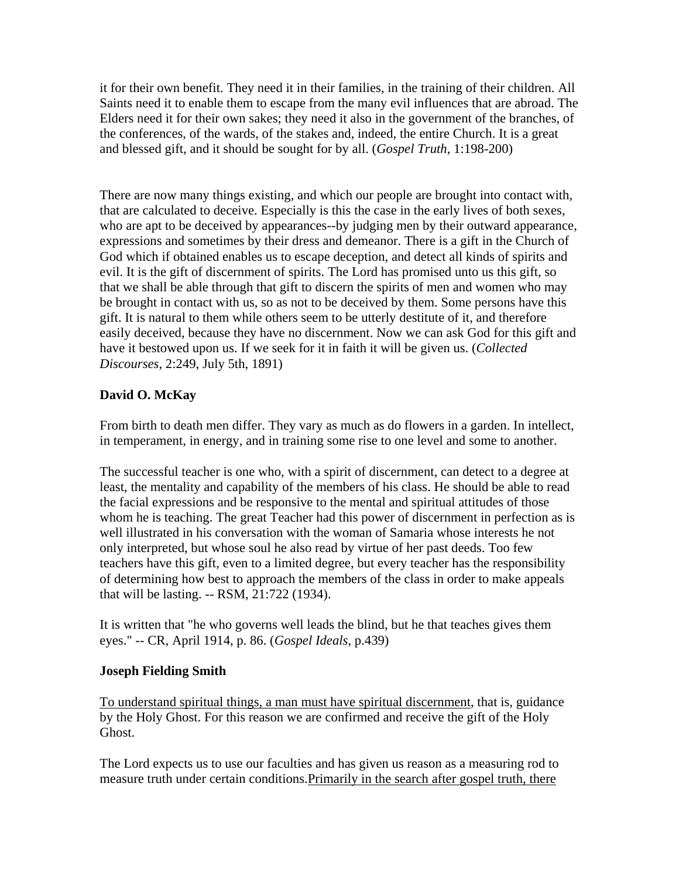it for their own benefit. They need it in their families, in the training of their children. All Saints need it to enable them to escape from the many evil influences that are abroad. The Elders need it for their own sakes; they need it also in the government of the branches, of the conferences, of the wards, of the stakes and, indeed, the entire Church. It is a great and blessed gift, and it should be sought for by all. (*Gospel Truth*, 1:198-200)

There are now many things existing, and which our people are brought into contact with, that are calculated to deceive. Especially is this the case in the early lives of both sexes, who are apt to be deceived by appearances--by judging men by their outward appearance, expressions and sometimes by their dress and demeanor. There is a gift in the Church of God which if obtained enables us to escape deception, and detect all kinds of spirits and evil. It is the gift of discernment of spirits. The Lord has promised unto us this gift, so that we shall be able through that gift to discern the spirits of men and women who may be brought in contact with us, so as not to be deceived by them. Some persons have this gift. It is natural to them while others seem to be utterly destitute of it, and therefore easily deceived, because they have no discernment. Now we can ask God for this gift and have it bestowed upon us. If we seek for it in faith it will be given us. (*Collected Discourses*, 2:249, July 5th, 1891)

**David O. McKay**

From birth to death men differ. They vary as much as do flowers in a garden. In intellect, in temperament, in energy, and in training some rise to one level and some to another.

The successful teacher is one who, with a spirit of discernment, can detect to a degree at least, the mentality and capability of the members of his class. He should be able to read the facial expressions and be responsive to the mental and spiritual attitudes of those whom he is teaching. The great Teacher had this power of discernment in perfection as is well illustrated in his conversation with the woman of Samaria whose interests he not only interpreted, but whose soul he also read by virtue of her past deeds. Too few teachers have this gift, even to a limited degree, but every teacher has the responsibility of determining how best to approach the members of the class in order to make appeals that will be lasting. -- RSM, 21:722 (1934).

It is written that "he who governs well leads the blind, but he that teaches gives them eyes." -- CR, April 1914, p. 86. (*Gospel Ideals*, p.439)

**Joseph Fielding Smith**

<u>To understand spiritual things, a man must have spiritual discernment</u>, that is, guidance by the Holy Ghost. For this reason we are confirmed and receive the gift of the Holy Ghost.

The Lord expects us to use our faculties and has given us reason as a measuring rod to measure truth under certain conditions.<u>Primarily in the search after gospel truth, there</u>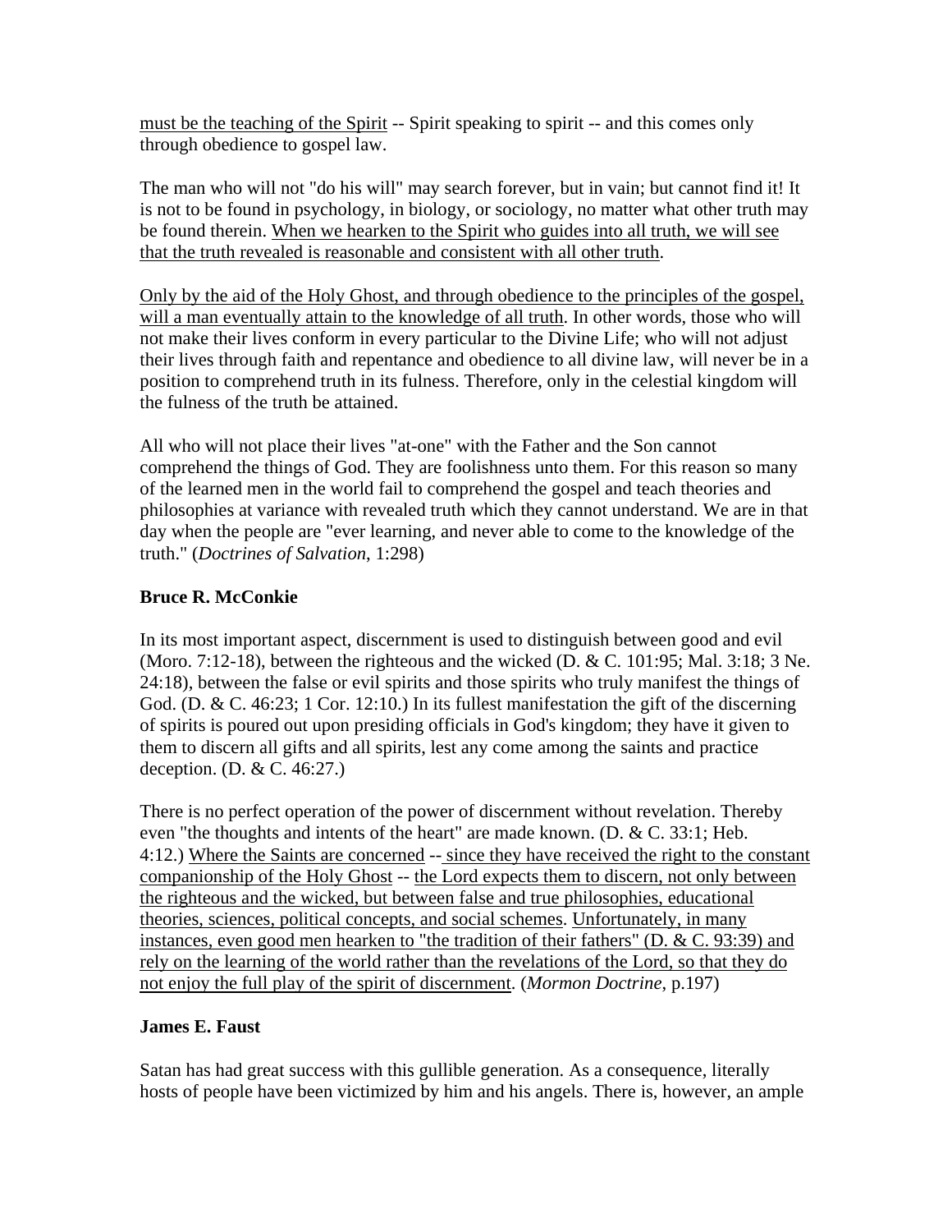<u>must be the teaching of the Spirit</u> -- Spirit speaking to spirit -- and this comes only through obedience to gospel law.

The man who will not "do his will" may search forever, but in vain; but cannot find it! It is not to be found in psychology, in biology, or sociology, no matter what other truth may be found therein. <u>When we hearken to the Spirit who guides into all truth, we will see that the truth revealed is reasonable and consistent with all other truth</u>.

<u>Only by the aid of the Holy Ghost, and through obedience to the principles of the gospel, will a man eventually attain to the knowledge of all truth</u>. In other words, those who will not make their lives conform in every particular to the Divine Life; who will not adjust their lives through faith and repentance and obedience to all divine law, will never be in a position to comprehend truth in its fulness. Therefore, only in the celestial kingdom will the fulness of the truth be attained.

All who will not place their lives "at-one" with the Father and the Son cannot comprehend the things of God. They are foolishness unto them. For this reason so many of the learned men in the world fail to comprehend the gospel and teach theories and philosophies at variance with revealed truth which they cannot understand. We are in that day when the people are "ever learning, and never able to come to the knowledge of the truth." (*Doctrines of Salvation*, 1:298)

**Bruce R. McConkie**

In its most important aspect, discernment is used to distinguish between good and evil (Moro. 7:12-18), between the righteous and the wicked (D. & C. 101:95; Mal. 3:18; 3 Ne. 24:18), between the false or evil spirits and those spirits who truly manifest the things of God. (D. & C. 46:23; 1 Cor. 12:10.) In its fullest manifestation the gift of the discerning of spirits is poured out upon presiding officials in God's kingdom; they have it given to them to discern all gifts and all spirits, lest any come among the saints and practice deception. (D. & C. 46:27.)

There is no perfect operation of the power of discernment without revelation. Thereby even "the thoughts and intents of the heart" are made known. (D. & C. 33:1; Heb. 4:12.) <u>Where the Saints are concerned</u> -- <u>since they have received the right to the constant companionship of the Holy Ghost</u> -- <u>the Lord expects them to discern, not only between the righteous and the wicked, but between false and true philosophies, educational theories, sciences, political concepts, and social schemes</u>. <u>Unfortunately, in many instances, even good men hearken to "the tradition of their fathers" (D. & C. 93:39) and rely on the learning of the world rather than the revelations of the Lord, so that they do not enjoy the full play of the spirit of discernment</u>. (*Mormon Doctrine*, p.197)

**James E. Faust**

Satan has had great success with this gullible generation. As a consequence, literally hosts of people have been victimized by him and his angels. There is, however, an ample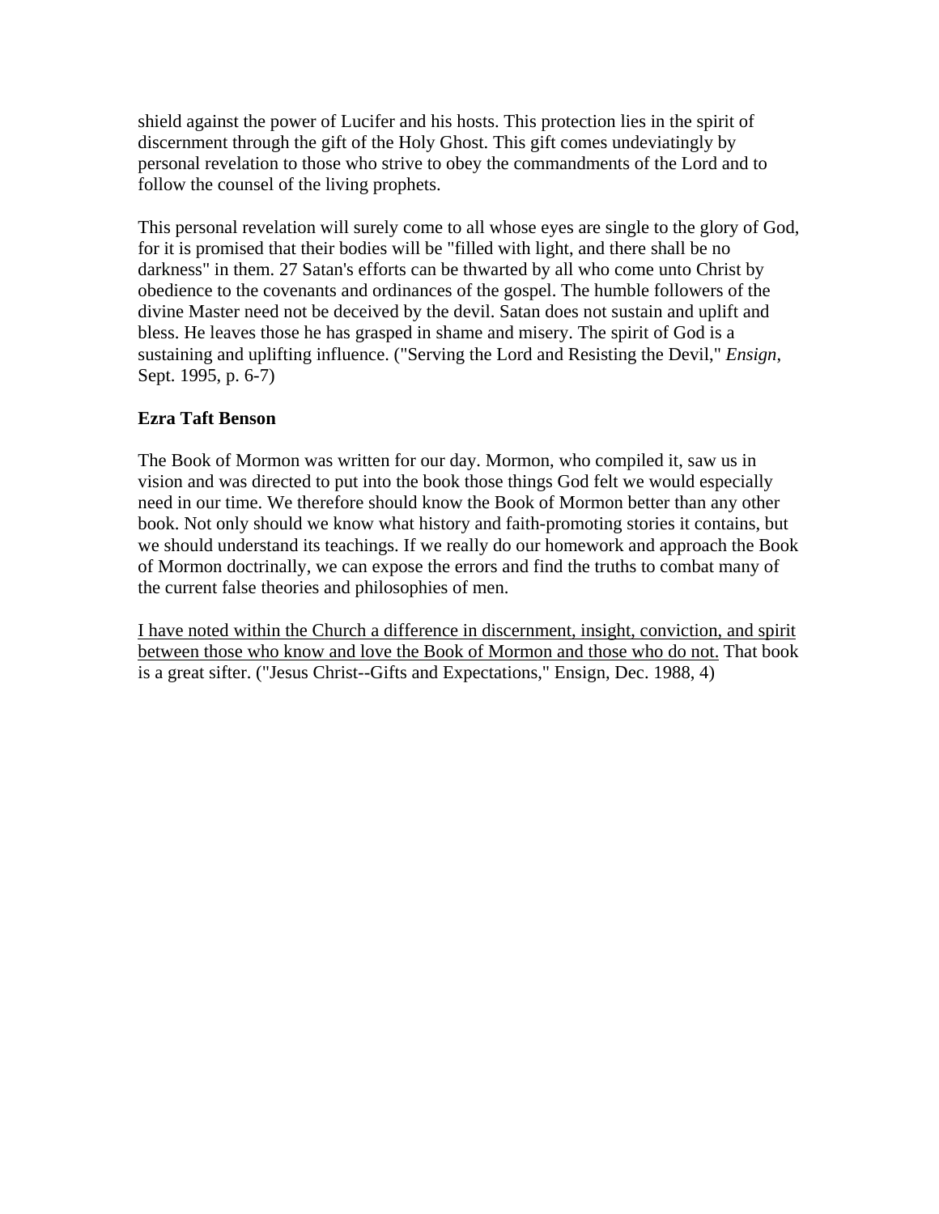shield against the power of Lucifer and his hosts. This protection lies in the spirit of discernment through the gift of the Holy Ghost. This gift comes undeviatingly by personal revelation to those who strive to obey the commandments of the Lord and to follow the counsel of the living prophets.

This personal revelation will surely come to all whose eyes are single to the glory of God, for it is promised that their bodies will be "filled with light, and there shall be no darkness" in them. 27 Satan's efforts can be thwarted by all who come unto Christ by obedience to the covenants and ordinances of the gospel. The humble followers of the divine Master need not be deceived by the devil. Satan does not sustain and uplift and bless. He leaves those he has grasped in shame and misery. The spirit of God is a sustaining and uplifting influence. ("Serving the Lord and Resisting the Devil," *Ensign*, Sept. 1995, p. 6-7)

**Ezra Taft Benson**

The Book of Mormon was written for our day. Mormon, who compiled it, saw us in vision and was directed to put into the book those things God felt we would especially need in our time. We therefore should know the Book of Mormon better than any other book. Not only should we know what history and faith-promoting stories it contains, but we should understand its teachings. If we really do our homework and approach the Book of Mormon doctrinally, we can expose the errors and find the truths to combat many of the current false theories and philosophies of men.

<u>I have noted within the Church a difference in discernment, insight, conviction, and spirit between those who know and love the Book of Mormon and those who do not.</u> That book is a great sifter. ("Jesus Christ--Gifts and Expectations," Ensign, Dec. 1988, 4)